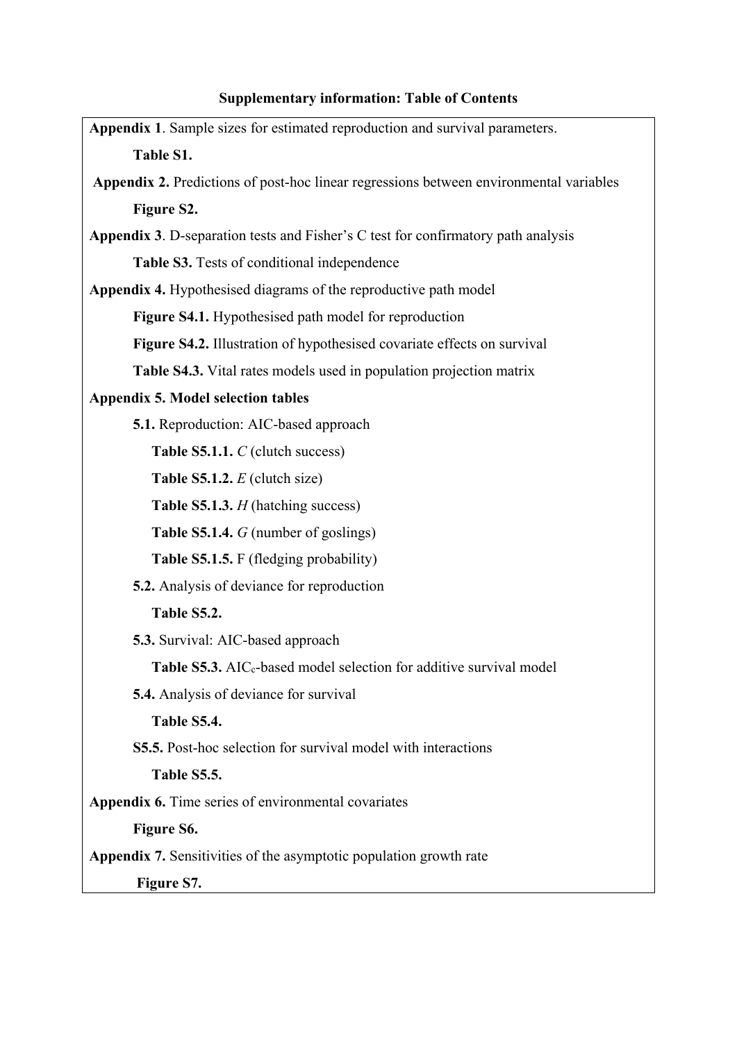## Supplementary information: Table of Contents

**Appendix 1**. Sample sizes for estimated reproduction and survival parameters.

- **Table S1.**

**Appendix 2.** Predictions of post-hoc linear regressions between environmental variables

- **Figure S2.**

**Appendix 3**. D-separation tests and Fisher's C test for confirmatory path analysis

- **Table S3.** Tests of conditional independence

**Appendix 4.** Hypothesised diagrams of the reproductive path model

- **Figure S4.1.** Hypothesised path model for reproduction
- **Figure S4.2.** Illustration of hypothesised covariate effects on survival
- **Table S4.3.** Vital rates models used in population projection matrix

**Appendix 5. Model selection tables**

- **5.1.** Reproduction: AIC-based approach
  - **Table S5.1.1.** *C* (clutch success)
  - **Table S5.1.2.** *E* (clutch size)
  - **Table S5.1.3.** *H* (hatching success)
  - **Table S5.1.4.** *G* (number of goslings)
  - **Table S5.1.5.** F (fledging probability)
- **5.2.** Analysis of deviance for reproduction
  - **Table S5.2.**
- **5.3.** Survival: AIC-based approach
  - **Table S5.3.** $AIC_c$-based model selection for additive survival model
- **5.4.** Analysis of deviance for survival
  - **Table S5.4.**
- **S5.5.** Post-hoc selection for survival model with interactions
  - **Table S5.5.**

**Appendix 6.** Time series of environmental covariates

- **Figure S6.**

**Appendix 7.** Sensitivities of the asymptotic population growth rate

- **Figure S7.**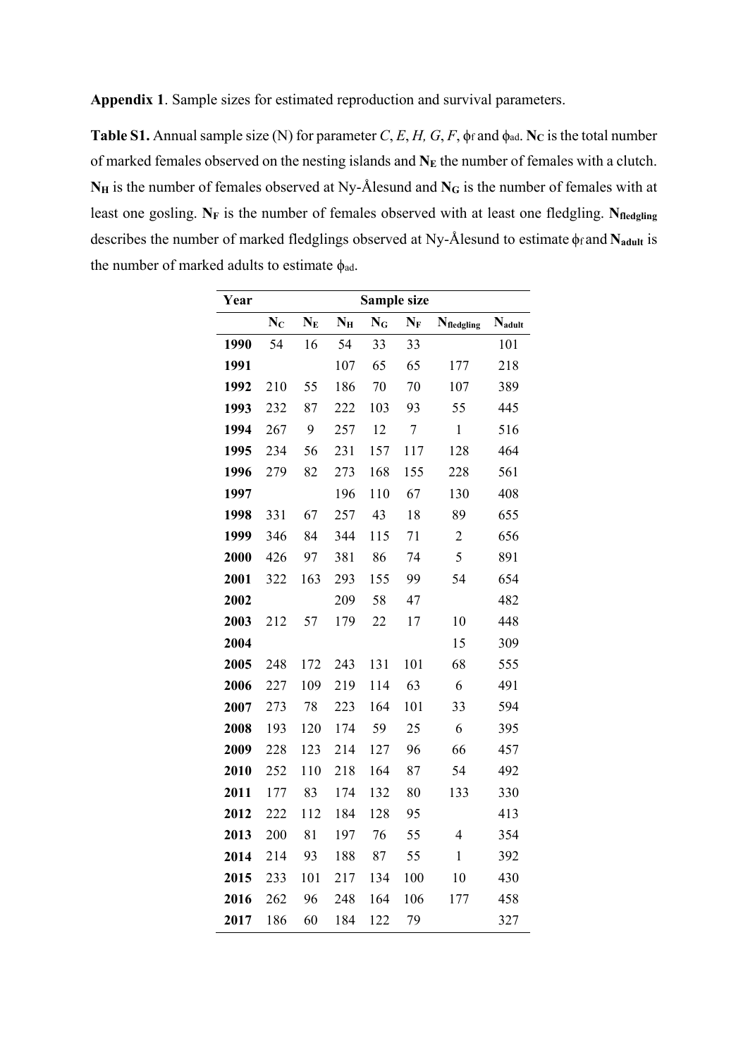**Appendix 1**. Sample sizes for estimated reproduction and survival parameters.

**Table S1.** Annual sample size (N) for parameter *C*, *E*, *H, G*, *F*, $\phi_f$ and $\phi_{ad}$. $\mathbf{N_C}$ is the total number of marked females observed on the nesting islands and $\mathbf{N_E}$ the number of females with a clutch. $\mathbf{N_H}$ is the number of females observed at Ny-Ålesund and $\mathbf{N_G}$ is the number of females with at least one gosling. $\mathbf{N_F}$ is the number of females observed with at least one fledgling. $\mathbf{N_{fledgling}}$ describes the number of marked fledglings observed at Ny-Ålesund to estimate $\phi_f$ and $\mathbf{N_{adult}}$ is the number of marked adults to estimate $\phi_{ad}$.

| Year | Sample size | | | | | | |
|---|---|---|---|---|---|---|---|
| | $N_C$ | $N_E$ | $N_H$ | $N_G$ | $N_F$ | $N_{fledgling}$ | $N_{adult}$ |
| **1990** | 54 | 16 | 54 | 33 | 33 | | 101 |
| **1991** | | | 107 | 65 | 65 | 177 | 218 |
| **1992** | 210 | 55 | 186 | 70 | 70 | 107 | 389 |
| **1993** | 232 | 87 | 222 | 103 | 93 | 55 | 445 |
| **1994** | 267 | 9 | 257 | 12 | 7 | 1 | 516 |
| **1995** | 234 | 56 | 231 | 157 | 117 | 128 | 464 |
| **1996** | 279 | 82 | 273 | 168 | 155 | 228 | 561 |
| **1997** | | | 196 | 110 | 67 | 130 | 408 |
| **1998** | 331 | 67 | 257 | 43 | 18 | 89 | 655 |
| **1999** | 346 | 84 | 344 | 115 | 71 | 2 | 656 |
| **2000** | 426 | 97 | 381 | 86 | 74 | 5 | 891 |
| **2001** | 322 | 163 | 293 | 155 | 99 | 54 | 654 |
| **2002** | | | 209 | 58 | 47 | | 482 |
| **2003** | 212 | 57 | 179 | 22 | 17 | 10 | 448 |
| **2004** | | | | | | 15 | 309 |
| **2005** | 248 | 172 | 243 | 131 | 101 | 68 | 555 |
| **2006** | 227 | 109 | 219 | 114 | 63 | 6 | 491 |
| **2007** | 273 | 78 | 223 | 164 | 101 | 33 | 594 |
| **2008** | 193 | 120 | 174 | 59 | 25 | 6 | 395 |
| **2009** | 228 | 123 | 214 | 127 | 96 | 66 | 457 |
| **2010** | 252 | 110 | 218 | 164 | 87 | 54 | 492 |
| **2011** | 177 | 83 | 174 | 132 | 80 | 133 | 330 |
| **2012** | 222 | 112 | 184 | 128 | 95 | | 413 |
| **2013** | 200 | 81 | 197 | 76 | 55 | 4 | 354 |
| **2014** | 214 | 93 | 188 | 87 | 55 | 1 | 392 |
| **2015** | 233 | 101 | 217 | 134 | 100 | 10 | 430 |
| **2016** | 262 | 96 | 248 | 164 | 106 | 177 | 458 |
| **2017** | 186 | 60 | 184 | 122 | 79 | | 327 |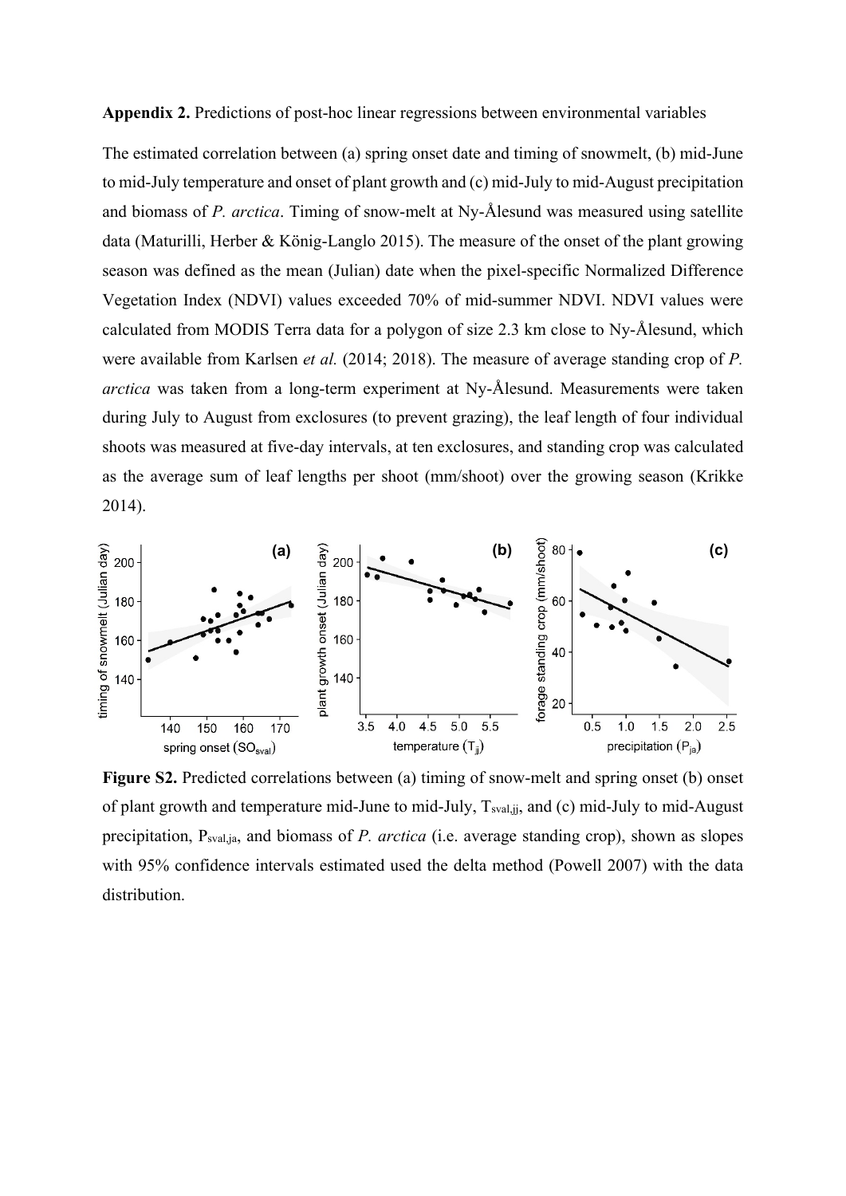**Appendix 2.** Predictions of post-hoc linear regressions between environmental variables

The estimated correlation between (a) spring onset date and timing of snowmelt, (b) mid-June to mid-July temperature and onset of plant growth and (c) mid-July to mid-August precipitation and biomass of *P. arctica*. Timing of snow-melt at Ny-Ålesund was measured using satellite data (Maturilli, Herber & König-Langlo 2015). The measure of the onset of the plant growing season was defined as the mean (Julian) date when the pixel-specific Normalized Difference Vegetation Index (NDVI) values exceeded 70% of mid-summer NDVI. NDVI values were calculated from MODIS Terra data for a polygon of size 2.3 km close to Ny-Ålesund, which were available from Karlsen *et al.* (2014; 2018). The measure of average standing crop of *P. arctica* was taken from a long-term experiment at Ny-Ålesund. Measurements were taken during July to August from exclosures (to prevent grazing), the leaf length of four individual shoots was measured at five-day intervals, at ten exclosures, and standing crop was calculated as the average sum of leaf lengths per shoot (mm/shoot) over the growing season (Krikke 2014).

**Figure S2.** Predicted correlations between (a) timing of snow-melt and spring onset (b) onset of plant growth and temperature mid-June to mid-July, $T_{sval,jj}$, and (c) mid-July to mid-August precipitation, $P_{sval,ja}$, and biomass of *P. arctica* (i.e. average standing crop), shown as slopes with 95% confidence intervals estimated used the delta method (Powell 2007) with the data distribution.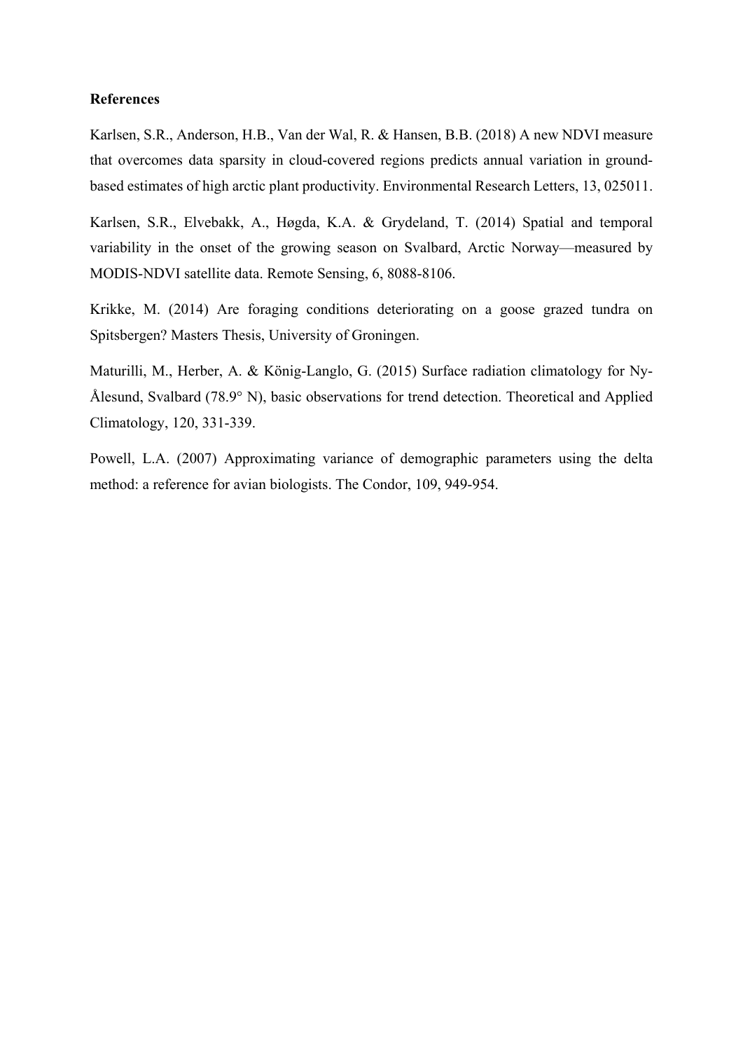**References**

Karlsen, S.R., Anderson, H.B., Van der Wal, R. & Hansen, B.B. (2018) A new NDVI measure that overcomes data sparsity in cloud-covered regions predicts annual variation in ground-based estimates of high arctic plant productivity. Environmental Research Letters, 13, 025011.

Karlsen, S.R., Elvebakk, A., Høgda, K.A. & Grydeland, T. (2014) Spatial and temporal variability in the onset of the growing season on Svalbard, Arctic Norway—measured by MODIS-NDVI satellite data. Remote Sensing, 6, 8088-8106.

Krikke, M. (2014) Are foraging conditions deteriorating on a goose grazed tundra on Spitsbergen? Masters Thesis, University of Groningen.

Maturilli, M., Herber, A. & König-Langlo, G. (2015) Surface radiation climatology for Ny-Ålesund, Svalbard (78.9° N), basic observations for trend detection. Theoretical and Applied Climatology, 120, 331-339.

Powell, L.A. (2007) Approximating variance of demographic parameters using the delta method: a reference for avian biologists. The Condor, 109, 949-954.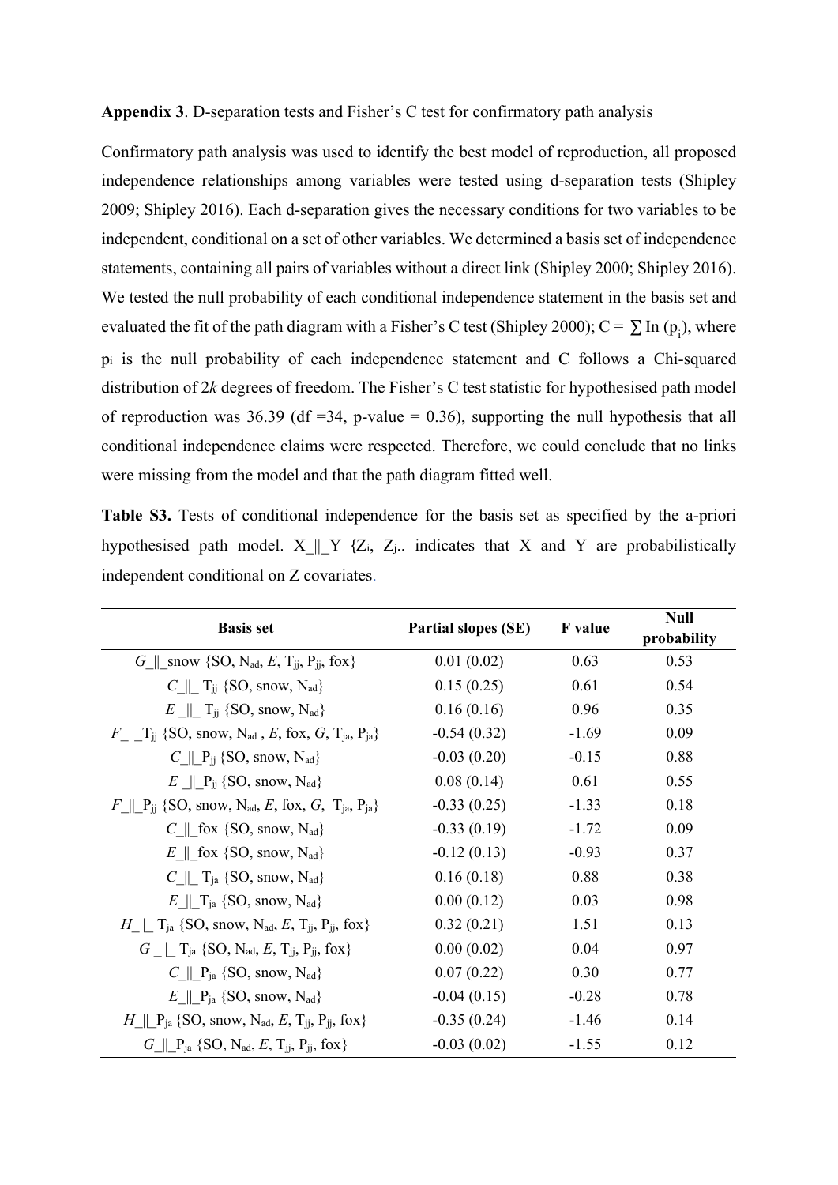**Appendix 3**. D-separation tests and Fisher's C test for confirmatory path analysis

Confirmatory path analysis was used to identify the best model of reproduction, all proposed independence relationships among variables were tested using d-separation tests (Shipley 2009; Shipley 2016). Each d-separation gives the necessary conditions for two variables to be independent, conditional on a set of other variables. We determined a basis set of independence statements, containing all pairs of variables without a direct link (Shipley 2000; Shipley 2016). We tested the null probability of each conditional independence statement in the basis set and evaluated the fit of the path diagram with a Fisher's C test (Shipley 2000); $C = \sum \ln(p_i)$, where $p_i$ is the null probability of each independence statement and C follows a Chi-squared distribution of $2k$ degrees of freedom. The Fisher's C test statistic for hypothesised path model of reproduction was 36.39 (df =34, p-value = 0.36), supporting the null hypothesis that all conditional independence claims were respected. Therefore, we could conclude that no links were missing from the model and that the path diagram fitted well.

**Table S3.** Tests of conditional independence for the basis set as specified by the a-priori hypothesised path model. X_||_Y {$Z_i$, $Z_j$.. indicates that X and Y are probabilistically independent conditional on Z covariates.

| Basis set | Partial slopes (SE) | F value | Null probability |
|---|---|---|---|
| *G*_\|\|_snow {SO, $N_{ad}$, *E*, $T_{jj}$, $P_{jj}$, fox} | 0.01 (0.02) | 0.63 | 0.53 |
| *C*_\|\|_ $T_{jj}$ {SO, snow, $N_{ad}$} | 0.15 (0.25) | 0.61 | 0.54 |
| *E* _\|\|_ $T_{jj}$ {SO, snow, $N_{ad}$} | 0.16 (0.16) | 0.96 | 0.35 |
| *F*_\|\|_$T_{jj}$ {SO, snow, $N_{ad}$ , *E*, fox, *G*, $T_{ja}$, $P_{ja}$} | -0.54 (0.32) | -1.69 | 0.09 |
| *C*_\|\|_$P_{jj}$ {SO, snow, $N_{ad}$} | -0.03 (0.20) | -0.15 | 0.88 |
| *E* _\|\|_$P_{jj}$ {SO, snow, $N_{ad}$} | 0.08 (0.14) | 0.61 | 0.55 |
| *F*_\|\|_$P_{jj}$ {SO, snow, $N_{ad}$, *E*, fox, *G*, $T_{ja}$, $P_{ja}$} | -0.33 (0.25) | -1.33 | 0.18 |
| *C*_\|\|_fox {SO, snow, $N_{ad}$} | -0.33 (0.19) | -1.72 | 0.09 |
| *E*_\|\|_fox {SO, snow, $N_{ad}$} | -0.12 (0.13) | -0.93 | 0.37 |
| *C*_\|\|_ $T_{ja}$ {SO, snow, $N_{ad}$} | 0.16 (0.18) | 0.88 | 0.38 |
| *E*_\|\|_$T_{ja}$ {SO, snow, $N_{ad}$} | 0.00 (0.12) | 0.03 | 0.98 |
| *H*_\|\|_ $T_{ja}$ {SO, snow, $N_{ad}$, *E*, $T_{jj}$, $P_{jj}$, fox} | 0.32 (0.21) | 1.51 | 0.13 |
| *G* _\|\|_ $T_{ja}$ {SO, $N_{ad}$, *E*, $T_{jj}$, $P_{jj}$, fox} | 0.00 (0.02) | 0.04 | 0.97 |
| *C*_\|\|_$P_{ja}$ {SO, snow, $N_{ad}$} | 0.07 (0.22) | 0.30 | 0.77 |
| *E*_\|\|_$P_{ja}$ {SO, snow, $N_{ad}$} | -0.04 (0.15) | -0.28 | 0.78 |
| *H*_\|\|_$P_{ja}$ {SO, snow, $N_{ad}$, *E*, $T_{jj}$, $P_{jj}$, fox} | -0.35 (0.24) | -1.46 | 0.14 |
| *G*_\|\|_$P_{ja}$ {SO, $N_{ad}$, *E*, $T_{jj}$, $P_{jj}$, fox} | -0.03 (0.02) | -1.55 | 0.12 |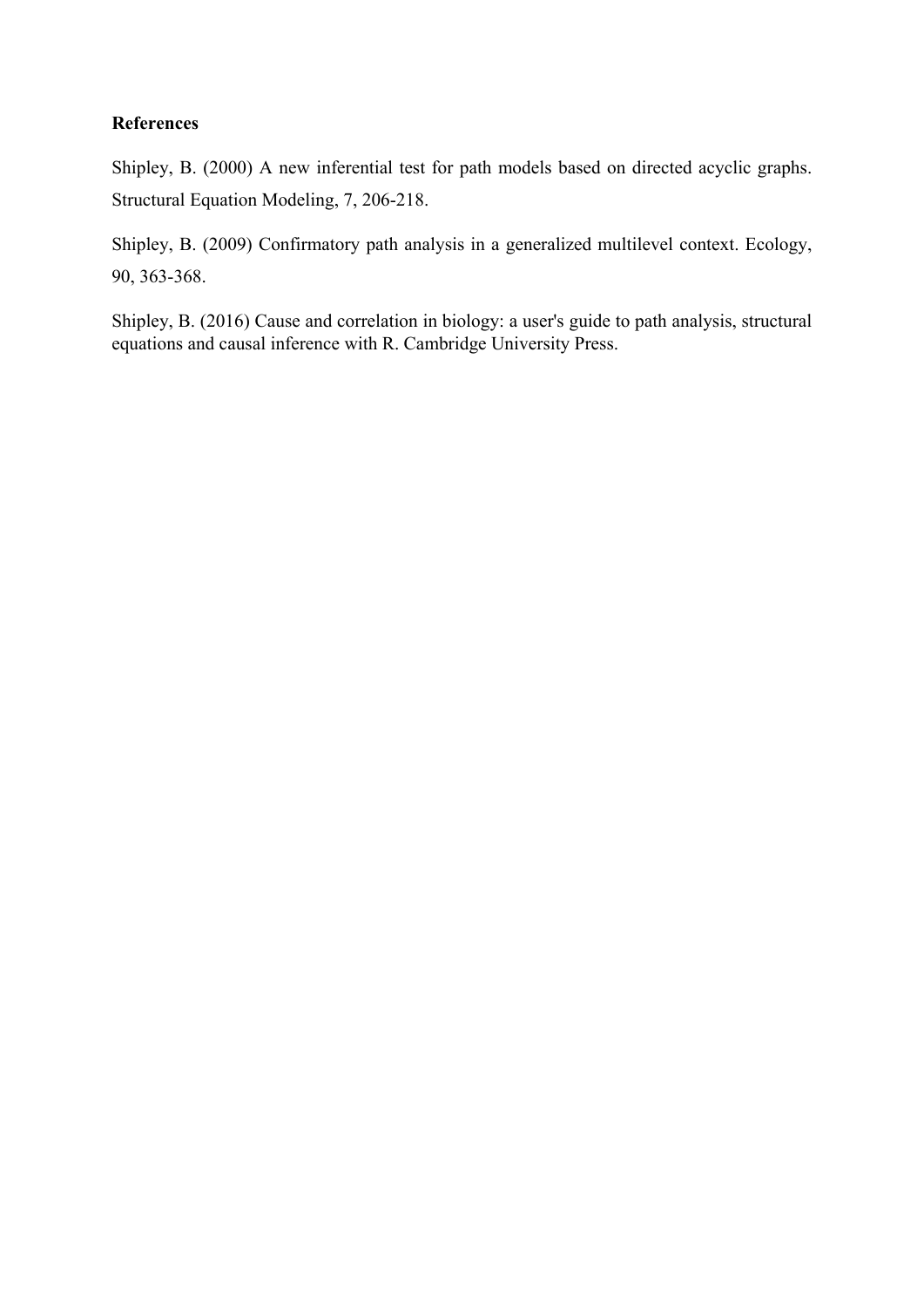## References

Shipley, B. (2000) A new inferential test for path models based on directed acyclic graphs. Structural Equation Modeling, 7, 206-218.

Shipley, B. (2009) Confirmatory path analysis in a generalized multilevel context. Ecology, 90, 363-368.

Shipley, B. (2016) Cause and correlation in biology: a user's guide to path analysis, structural equations and causal inference with R. Cambridge University Press.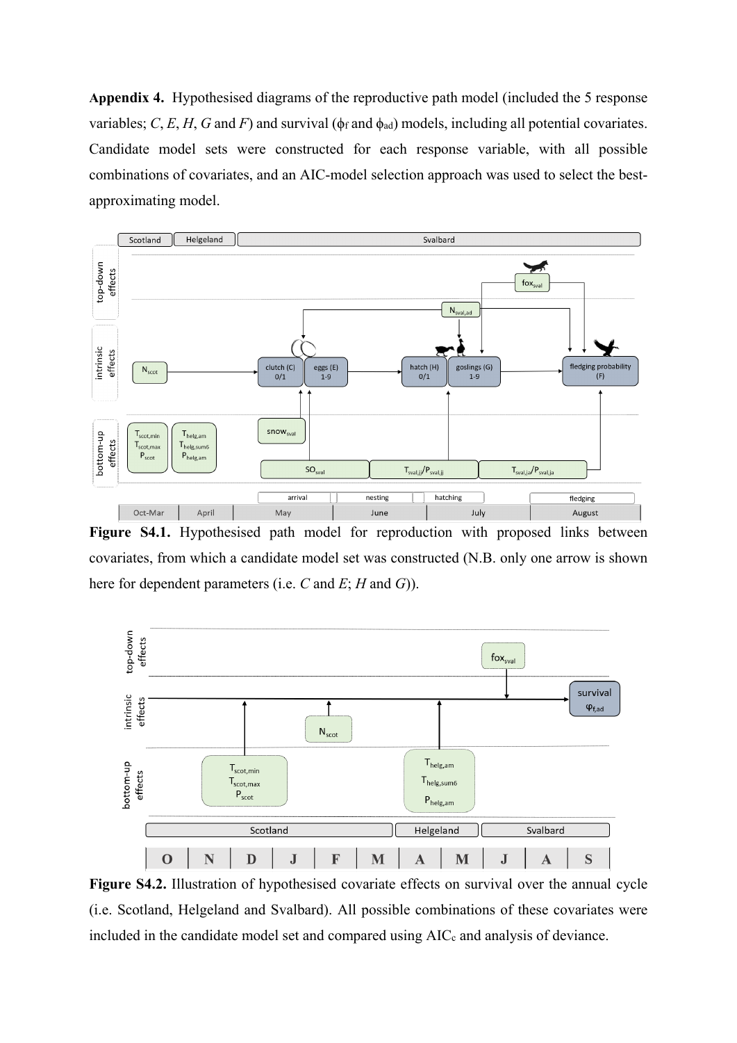**Appendix 4.** Hypothesised diagrams of the reproductive path model (included the 5 response variables; *C*, *E*, *H*, *G* and *F*) and survival ($\phi_f$ and $\phi_{ad}$) models, including all potential covariates. Candidate model sets were constructed for each response variable, with all possible combinations of covariates, and an AIC-model selection approach was used to select the best-approximating model.

**Figure S4.1.** Hypothesised path model for reproduction with proposed links between covariates, from which a candidate model set was constructed (N.B. only one arrow is shown here for dependent parameters (i.e. *C* and *E*; *H* and *G*)).

**Figure S4.2.** Illustration of hypothesised covariate effects on survival over the annual cycle (i.e. Scotland, Helgeland and Svalbard). All possible combinations of these covariates were included in the candidate model set and compared using $AIC_c$ and analysis of deviance.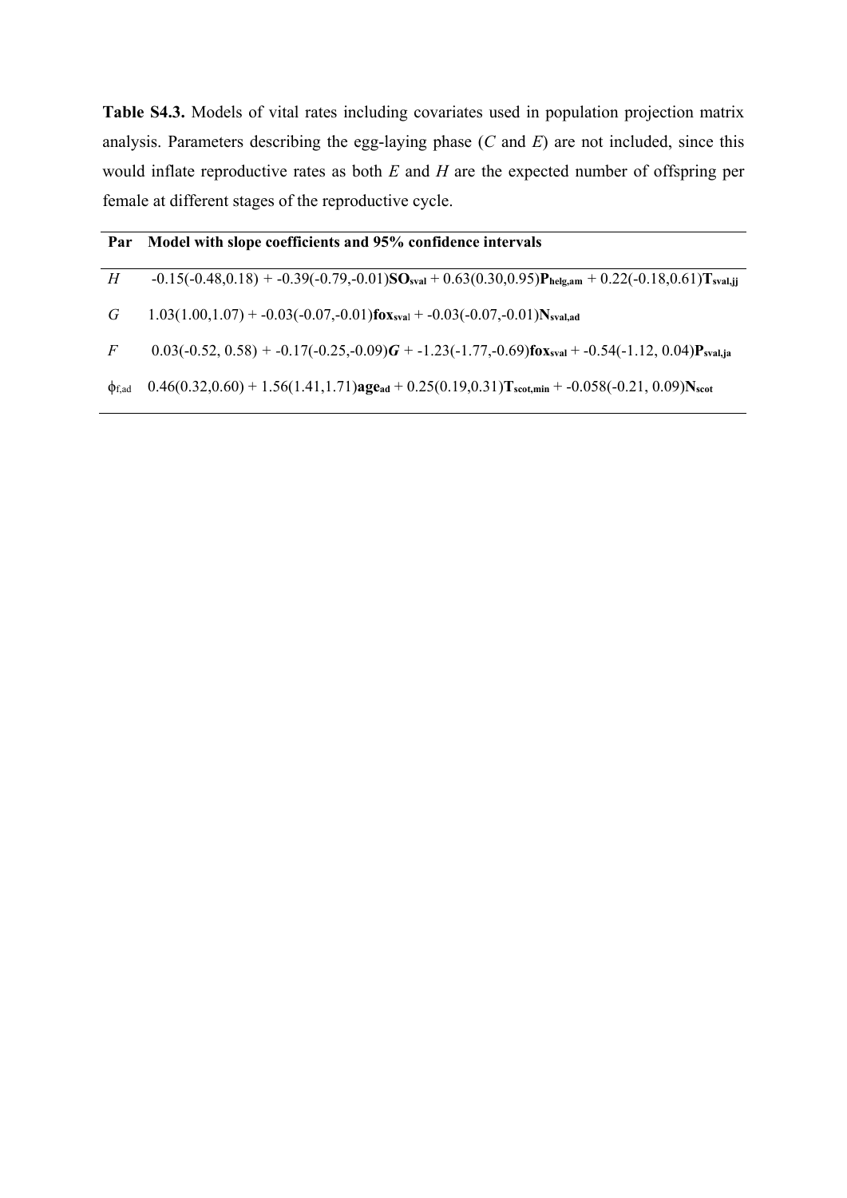**Table S4.3.** Models of vital rates including covariates used in population projection matrix analysis. Parameters describing the egg-laying phase (*C* and *E*) are not included, since this would inflate reproductive rates as both *E* and *H* are the expected number of offspring per female at different stages of the reproductive cycle.

| Par | Model with slope coefficients and 95% confidence intervals |
|---|---|
| $H$ | -0.15(-0.48,0.18) + -0.39(-0.79,-0.01)$\mathbf{SO}_{\mathbf{sval}}$ + 0.63(0.30,0.95)$\mathbf{P}_{\mathbf{helg,am}}$ + 0.22(-0.18,0.61)$\mathbf{T}_{\mathbf{sval,jj}}$ |
| $G$ | 1.03(1.00,1.07) + -0.03(-0.07,-0.01)$\mathbf{fox}_{\mathbf{sval}}$ + -0.03(-0.07,-0.01)$\mathbf{N}_{\mathbf{sval,ad}}$ |
| $F$ | 0.03(-0.52, 0.58) + -0.17(-0.25,-0.09)$\boldsymbol{G}$ + -1.23(-1.77,-0.69)$\mathbf{fox}_{\mathbf{sval}}$ + -0.54(-1.12, 0.04)$\mathbf{P}_{\mathbf{sval,ja}}$ |
| $\phi_{f,ad}$ | 0.46(0.32,0.60) + 1.56(1.41,1.71)$\mathbf{age}_{\mathbf{ad}}$ + 0.25(0.19,0.31)$\mathbf{T}_{\mathbf{scot,min}}$ + -0.058(-0.21, 0.09)$\mathbf{N}_{\mathbf{scot}}$ |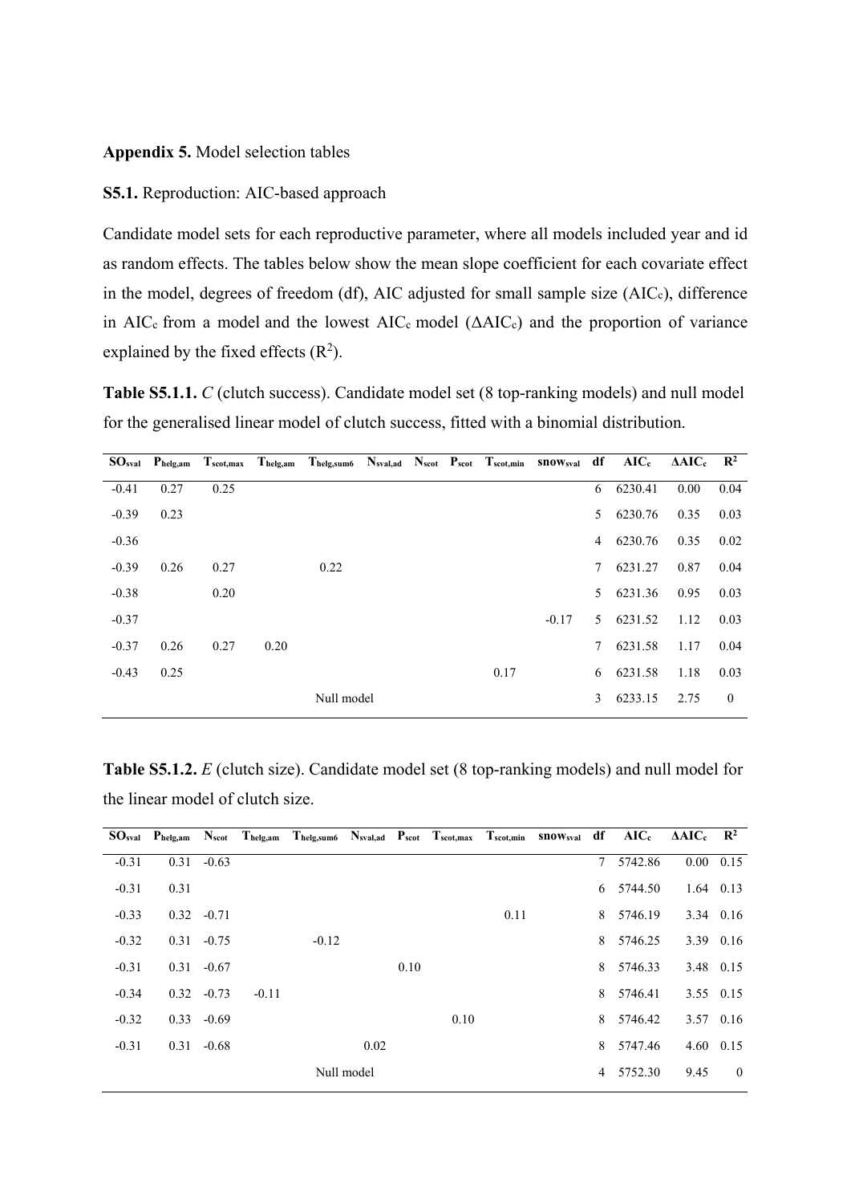**Appendix 5.** Model selection tables

**S5.1.** Reproduction: AIC-based approach

Candidate model sets for each reproductive parameter, where all models included year and id as random effects. The tables below show the mean slope coefficient for each covariate effect in the model, degrees of freedom (df), AIC adjusted for small sample size ($AIC_c$), difference in $AIC_c$ from a model and the lowest $AIC_c$ model ($\Delta AIC_c$) and the proportion of variance explained by the fixed effects ($R^2$).

**Table S5.1.1.** *C* (clutch success). Candidate model set (8 top-ranking models) and null model for the generalised linear model of clutch success, fitted with a binomial distribution.

| $SO_{sval}$ | $P_{helg,am}$ | $T_{scot,max}$ | $T_{helg,am}$ | $T_{helg,sum6}$ | $N_{sval,ad}$ | $N_{scot}$ | $P_{scot}$ | $T_{scot,min}$ | $snow_{sval}$ | df | $AIC_c$ | $\Delta AIC_c$ | $R^2$ |
|---|---|---|---|---|---|---|---|---|---|---|---|---|---|
| -0.41 | 0.27 | 0.25 | | | | | | | | 6 | 6230.41 | 0.00 | 0.04 |
| -0.39 | 0.23 | | | | | | | | | 5 | 6230.76 | 0.35 | 0.03 |
| -0.36 | | | | | | | | | | 4 | 6230.76 | 0.35 | 0.02 |
| -0.39 | 0.26 | 0.27 | | 0.22 | | | | | | 7 | 6231.27 | 0.87 | 0.04 |
| -0.38 | | 0.20 | | | | | | | | 5 | 6231.36 | 0.95 | 0.03 |
| -0.37 | | | | | | | | | -0.17 | 5 | 6231.52 | 1.12 | 0.03 |
| -0.37 | 0.26 | 0.27 | 0.20 | | | | | | | 7 | 6231.58 | 1.17 | 0.04 |
| -0.43 | 0.25 | | | | | | | 0.17 | | 6 | 6231.58 | 1.18 | 0.03 |
| | | | | Null model | | | | | | 3 | 6233.15 | 2.75 | 0 |

**Table S5.1.2.** *E* (clutch size). Candidate model set (8 top-ranking models) and null model for the linear model of clutch size.

| $SO_{sval}$ | $P_{helg,am}$ | $N_{scot}$ | $T_{helg,am}$ | $T_{helg,sum6}$ | $N_{sval,ad}$ | $P_{scot}$ | $T_{scot,max}$ | $T_{scot,min}$ | $snow_{sval}$ | df | $AIC_c$ | $\Delta AIC_c$ | $R^2$ |
|---|---|---|---|---|---|---|---|---|---|---|---|---|---|
| -0.31 | 0.31 | -0.63 | | | | | | | | 7 | 5742.86 | 0.00 | 0.15 |
| -0.31 | 0.31 | | | | | | | | | 6 | 5744.50 | 1.64 | 0.13 |
| -0.33 | 0.32 | -0.71 | | | | | | 0.11 | | 8 | 5746.19 | 3.34 | 0.16 |
| -0.32 | 0.31 | -0.75 | | -0.12 | | | | | | 8 | 5746.25 | 3.39 | 0.16 |
| -0.31 | 0.31 | -0.67 | | | | 0.10 | | | | 8 | 5746.33 | 3.48 | 0.15 |
| -0.34 | 0.32 | -0.73 | -0.11 | | | | | | | 8 | 5746.41 | 3.55 | 0.15 |
| -0.32 | 0.33 | -0.69 | | | | | 0.10 | | | 8 | 5746.42 | 3.57 | 0.16 |
| -0.31 | 0.31 | -0.68 | | | 0.02 | | | | | 8 | 5747.46 | 4.60 | 0.15 |
| | | | | Null model | | | | | | 4 | 5752.30 | 9.45 | 0 |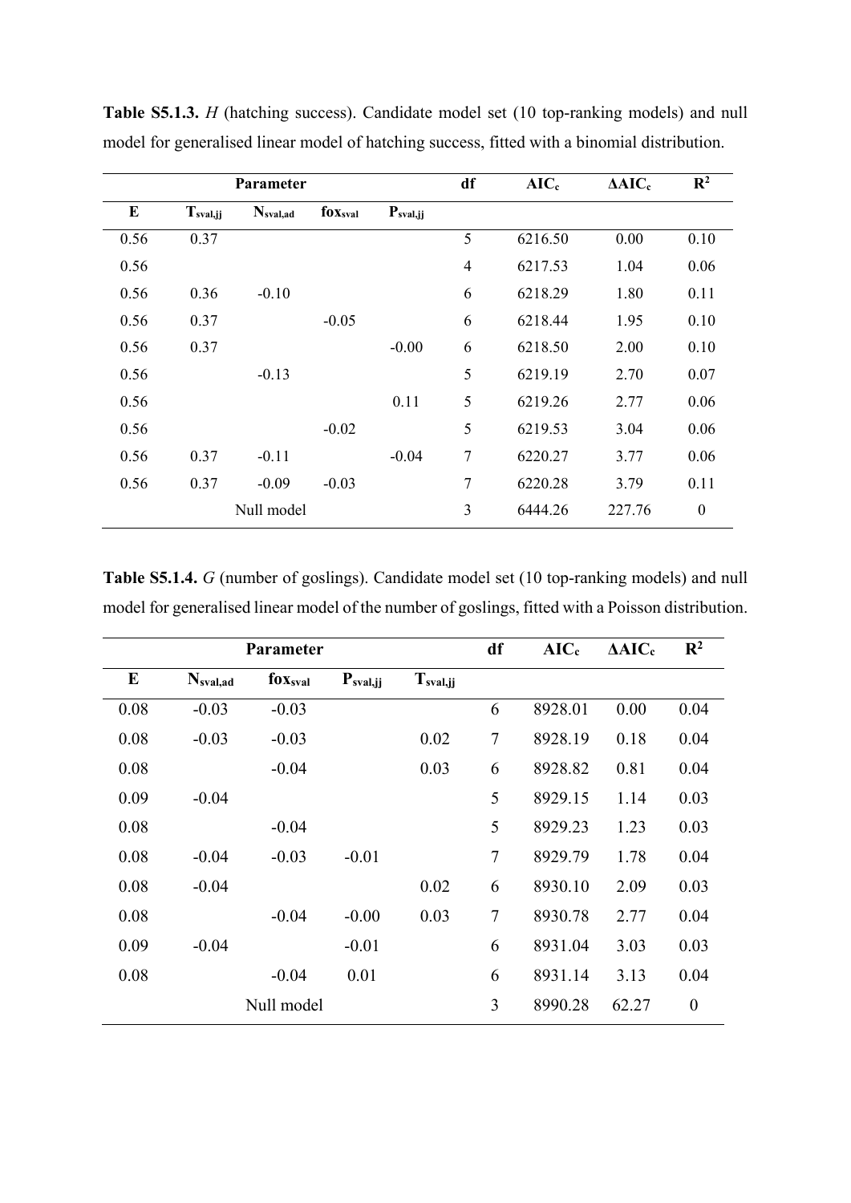**Table S5.1.3.** *H* (hatching success). Candidate model set (10 top-ranking models) and null model for generalised linear model of hatching success, fitted with a binomial distribution.

| Parameter | | | | | df | $AIC_c$ | $\Delta AIC_c$ | $R^2$ |
|---|---|---|---|---|---|---|---|---|
| E | $T_{sval,jj}$ | $N_{sval,ad}$ | $fox_{sval}$ | $P_{sval,jj}$ | | | | |
| 0.56 | 0.37 | | | | 5 | 6216.50 | 0.00 | 0.10 |
| 0.56 | | | | | 4 | 6217.53 | 1.04 | 0.06 |
| 0.56 | 0.36 | -0.10 | | | 6 | 6218.29 | 1.80 | 0.11 |
| 0.56 | 0.37 | | -0.05 | | 6 | 6218.44 | 1.95 | 0.10 |
| 0.56 | 0.37 | | | -0.00 | 6 | 6218.50 | 2.00 | 0.10 |
| 0.56 | | -0.13 | | | 5 | 6219.19 | 2.70 | 0.07 |
| 0.56 | | | | 0.11 | 5 | 6219.26 | 2.77 | 0.06 |
| 0.56 | | | -0.02 | | 5 | 6219.53 | 3.04 | 0.06 |
| 0.56 | 0.37 | -0.11 | | -0.04 | 7 | 6220.27 | 3.77 | 0.06 |
| 0.56 | 0.37 | -0.09 | -0.03 | | 7 | 6220.28 | 3.79 | 0.11 |
| | | Null model | | | 3 | 6444.26 | 227.76 | 0 |

**Table S5.1.4.** *G* (number of goslings). Candidate model set (10 top-ranking models) and null model for generalised linear model of the number of goslings, fitted with a Poisson distribution.

| Parameter | | | | | df | $AIC_c$ | $\Delta AIC_c$ | $R^2$ |
|---|---|---|---|---|---|---|---|---|
| E | $N_{sval,ad}$ | $fox_{sval}$ | $P_{sval,jj}$ | $T_{sval,jj}$ | | | | |
| 0.08 | -0.03 | -0.03 | | | 6 | 8928.01 | 0.00 | 0.04 |
| 0.08 | -0.03 | -0.03 | | 0.02 | 7 | 8928.19 | 0.18 | 0.04 |
| 0.08 | | -0.04 | | 0.03 | 6 | 8928.82 | 0.81 | 0.04 |
| 0.09 | -0.04 | | | | 5 | 8929.15 | 1.14 | 0.03 |
| 0.08 | | -0.04 | | | 5 | 8929.23 | 1.23 | 0.03 |
| 0.08 | -0.04 | -0.03 | -0.01 | | 7 | 8929.79 | 1.78 | 0.04 |
| 0.08 | -0.04 | | | 0.02 | 6 | 8930.10 | 2.09 | 0.03 |
| 0.08 | | -0.04 | -0.00 | 0.03 | 7 | 8930.78 | 2.77 | 0.04 |
| 0.09 | -0.04 | | -0.01 | | 6 | 8931.04 | 3.03 | 0.03 |
| 0.08 | | -0.04 | 0.01 | | 6 | 8931.14 | 3.13 | 0.04 |
| | | Null model | | | 3 | 8990.28 | 62.27 | 0 |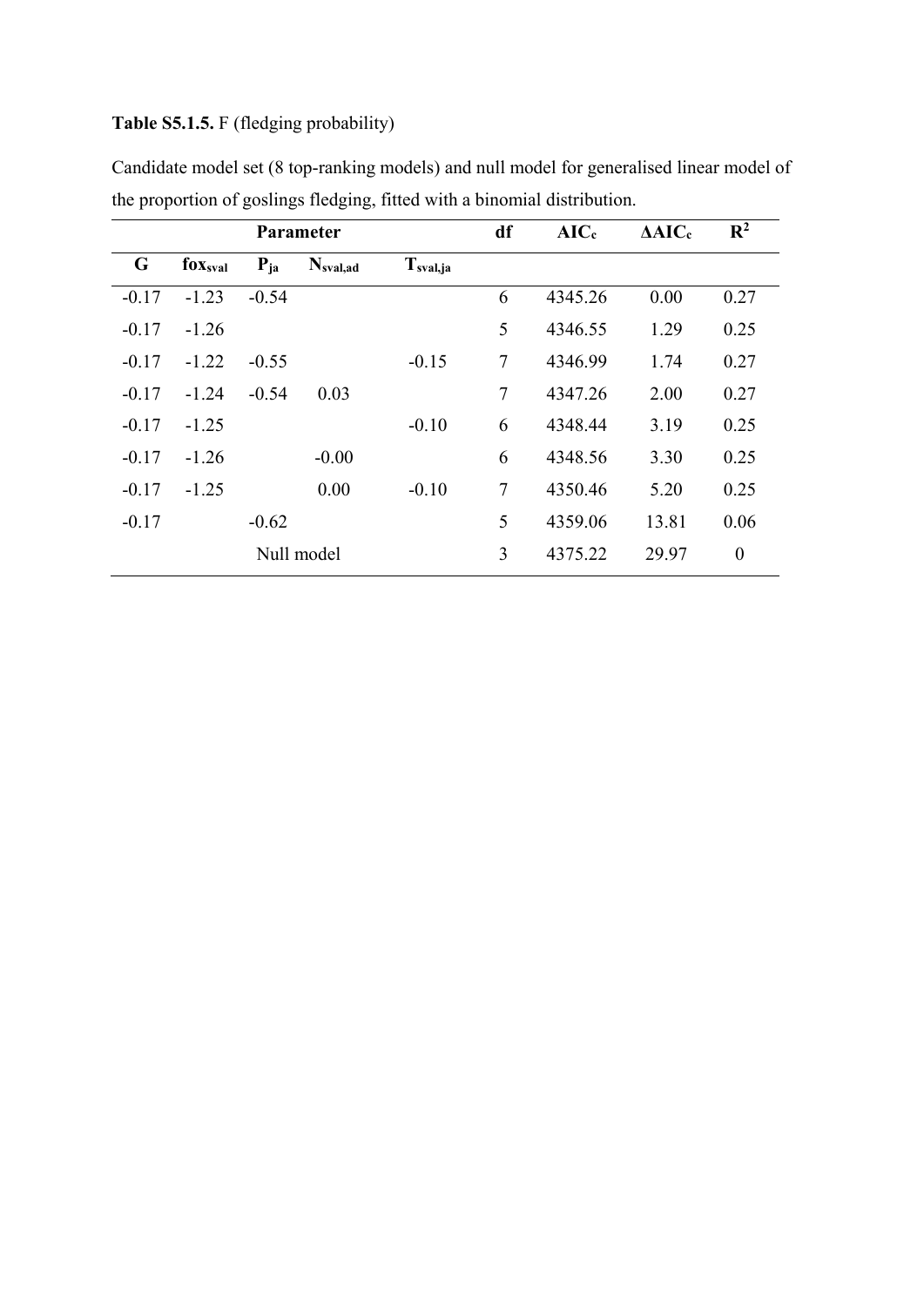**Table S5.1.5.** F (fledging probability)

Candidate model set (8 top-ranking models) and null model for generalised linear model of the proportion of goslings fledging, fitted with a binomial distribution.

| Parameter | | | | | df | AIC$_c$ | ΔAIC$_c$ | $R^2$ |
|---|---|---|---|---|---|---|---|---|
| **G** | **fox$_{sval}$** | **P$_{ja}$** | **N$_{sval,ad}$** | **T$_{sval,ja}$** | | | | |
| -0.17 | -1.23 | -0.54 | | | 6 | 4345.26 | 0.00 | 0.27 |
| -0.17 | -1.26 | | | | 5 | 4346.55 | 1.29 | 0.25 |
| -0.17 | -1.22 | -0.55 | | -0.15 | 7 | 4346.99 | 1.74 | 0.27 |
| -0.17 | -1.24 | -0.54 | 0.03 | | 7 | 4347.26 | 2.00 | 0.27 |
| -0.17 | -1.25 | | | -0.10 | 6 | 4348.44 | 3.19 | 0.25 |
| -0.17 | -1.26 | | -0.00 | | 6 | 4348.56 | 3.30 | 0.25 |
| -0.17 | -1.25 | | 0.00 | -0.10 | 7 | 4350.46 | 5.20 | 0.25 |
| -0.17 | | -0.62 | | | 5 | 4359.06 | 13.81 | 0.06 |
| Null model | | | | | 3 | 4375.22 | 29.97 | 0 |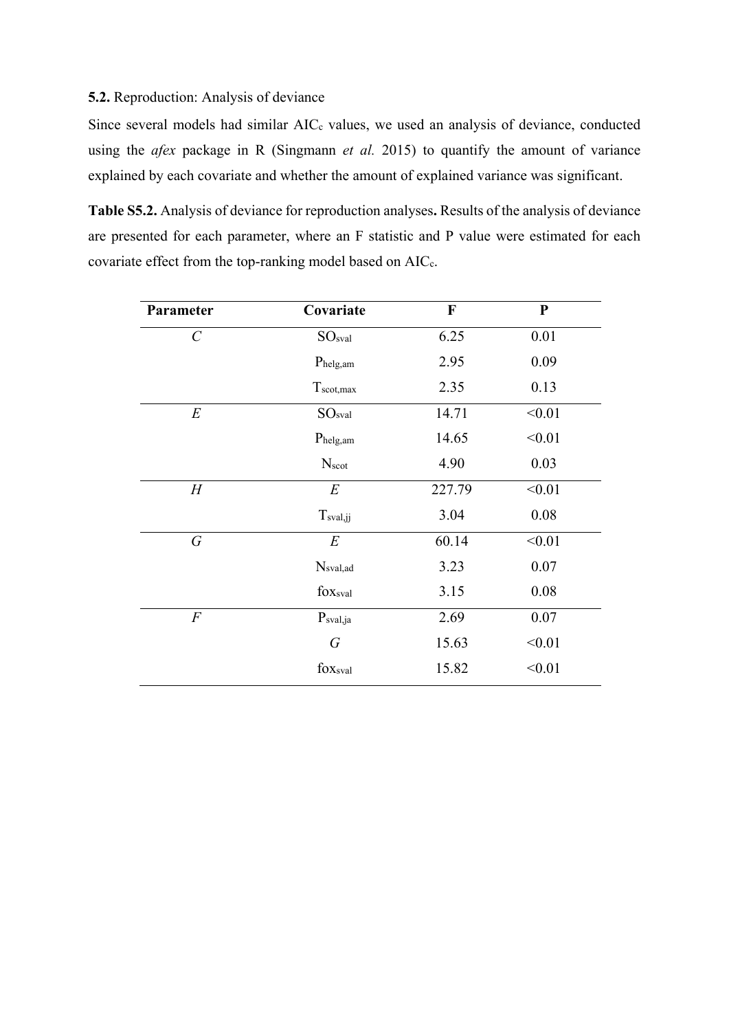**5.2.** Reproduction: Analysis of deviance

Since several models had similar $AIC_c$ values, we used an analysis of deviance, conducted using the *afex* package in R (Singmann *et al.* 2015) to quantify the amount of variance explained by each covariate and whether the amount of explained variance was significant.

**Table S5.2.** Analysis of deviance for reproduction analyses**.** Results of the analysis of deviance are presented for each parameter, where an F statistic and P value were estimated for each covariate effect from the top-ranking model based on $AIC_c$.

| Parameter | Covariate | F | P |
|---|---|---|---|
| *C* | $SO_{sval}$ | 6.25 | 0.01 |
| | $P_{helg,am}$ | 2.95 | 0.09 |
| | $T_{scot,max}$ | 2.35 | 0.13 |
| *E* | $SO_{sval}$ | 14.71 | <0.01 |
| | $P_{helg,am}$ | 14.65 | <0.01 |
| | $N_{scot}$ | 4.90 | 0.03 |
| *H* | *E* | 227.79 | <0.01 |
| | $T_{sval,jj}$ | 3.04 | 0.08 |
| *G* | *E* | 60.14 | <0.01 |
| | $N_{sval,ad}$ | 3.23 | 0.07 |
| | $fox_{sval}$ | 3.15 | 0.08 |
| *F* | $P_{sval,ja}$ | 2.69 | 0.07 |
| | *G* | 15.63 | <0.01 |
| | $fox_{sval}$ | 15.82 | <0.01 |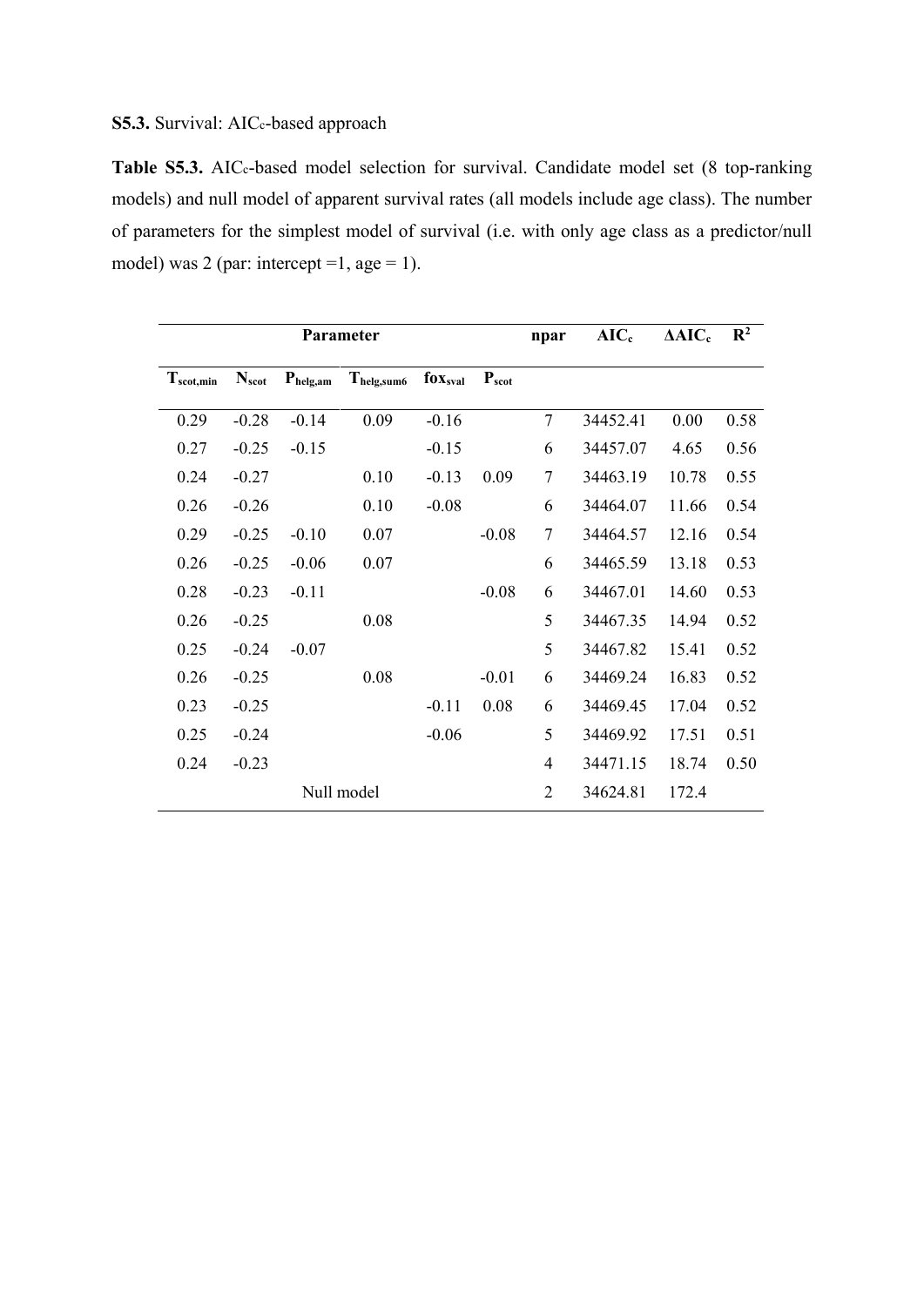**S5.3.** Survival: $AIC_c$-based approach

**Table S5.3.** $AIC_c$-based model selection for survival. Candidate model set (8 top-ranking models) and null model of apparent survival rates (all models include age class). The number of parameters for the simplest model of survival (i.e. with only age class as a predictor/null model) was 2 (par: intercept =1, age = 1).

| Parameter | | | | | | npar | $AIC_c$ | $\Delta AIC_c$ | $R^2$ |
|---|---|---|---|---|---|---|---|---|---|
| $T_{scot,min}$ | $N_{scot}$ | $P_{helg,am}$ | $T_{helg,sum6}$ | $fox_{sval}$ | $P_{scot}$ | | | | |
| 0.29 | -0.28 | -0.14 | 0.09 | -0.16 | | 7 | 34452.41 | 0.00 | 0.58 |
| 0.27 | -0.25 | -0.15 | | -0.15 | | 6 | 34457.07 | 4.65 | 0.56 |
| 0.24 | -0.27 | | 0.10 | -0.13 | 0.09 | 7 | 34463.19 | 10.78 | 0.55 |
| 0.26 | -0.26 | | 0.10 | -0.08 | | 6 | 34464.07 | 11.66 | 0.54 |
| 0.29 | -0.25 | -0.10 | 0.07 | | -0.08 | 7 | 34464.57 | 12.16 | 0.54 |
| 0.26 | -0.25 | -0.06 | 0.07 | | | 6 | 34465.59 | 13.18 | 0.53 |
| 0.28 | -0.23 | -0.11 | | | -0.08 | 6 | 34467.01 | 14.60 | 0.53 |
| 0.26 | -0.25 | | 0.08 | | | 5 | 34467.35 | 14.94 | 0.52 |
| 0.25 | -0.24 | -0.07 | | | | 5 | 34467.82 | 15.41 | 0.52 |
| 0.26 | -0.25 | | 0.08 | | -0.01 | 6 | 34469.24 | 16.83 | 0.52 |
| 0.23 | -0.25 | | | -0.11 | 0.08 | 6 | 34469.45 | 17.04 | 0.52 |
| 0.25 | -0.24 | | | -0.06 | | 5 | 34469.92 | 17.51 | 0.51 |
| 0.24 | -0.23 | | | | | 4 | 34471.15 | 18.74 | 0.50 |
| Null model | | | | | | 2 | 34624.81 | 172.4 | |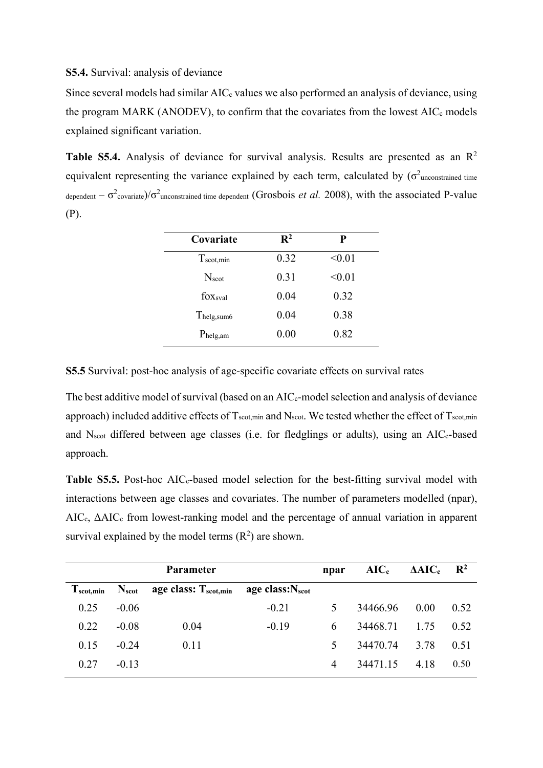**S5.4.** Survival: analysis of deviance

Since several models had similar $AIC_c$ values we also performed an analysis of deviance, using the program MARK (ANODEV), to confirm that the covariates from the lowest $AIC_c$ models explained significant variation.

**Table S5.4.** Analysis of deviance for survival analysis. Results are presented as an $R^2$ equivalent representing the variance explained by each term, calculated by $(\sigma^2_{\text{unconstrained time dependent}} - \sigma^2_{\text{covariate}})/\sigma^2_{\text{unconstrained time dependent}}$ (Grosbois *et al.* 2008), with the associated P-value (P).

| Covariate | $R^2$ | P |
|---|---|---|
| $T_{scot,min}$ | 0.32 | <0.01 |
| $N_{scot}$ | 0.31 | <0.01 |
| $fox_{sval}$ | 0.04 | 0.32 |
| $T_{helg,sum6}$ | 0.04 | 0.38 |
| $P_{helg,am}$ | 0.00 | 0.82 |

**S5.5** Survival: post-hoc analysis of age-specific covariate effects on survival rates

The best additive model of survival (based on an $AIC_c$-model selection and analysis of deviance approach) included additive effects of $T_{scot,min}$ and $N_{scot}$. We tested whether the effect of $T_{scot,min}$ and $N_{scot}$ differed between age classes (i.e. for fledglings or adults), using an $AIC_c$-based approach.

**Table S5.5.** Post-hoc $AIC_c$-based model selection for the best-fitting survival model with interactions between age classes and covariates. The number of parameters modelled (npar), $AIC_c$, $\Delta AIC_c$ from lowest-ranking model and the percentage of annual variation in apparent survival explained by the model terms ($R^2$) are shown.

| Parameter | | | | npar | $AIC_c$ | $\Delta AIC_c$ | $R^2$ |
|---|---|---|---|---|---|---|---|
| $T_{scot,min}$ | $N_{scot}$ | age class: $T_{scot,min}$ | age class:$N_{scot}$ | | | | |
| 0.25 | -0.06 | | -0.21 | 5 | 34466.96 | 0.00 | 0.52 |
| 0.22 | -0.08 | 0.04 | -0.19 | 6 | 34468.71 | 1.75 | 0.52 |
| 0.15 | -0.24 | 0.11 | | 5 | 34470.74 | 3.78 | 0.51 |
| 0.27 | -0.13 | | | 4 | 34471.15 | 4.18 | 0.50 |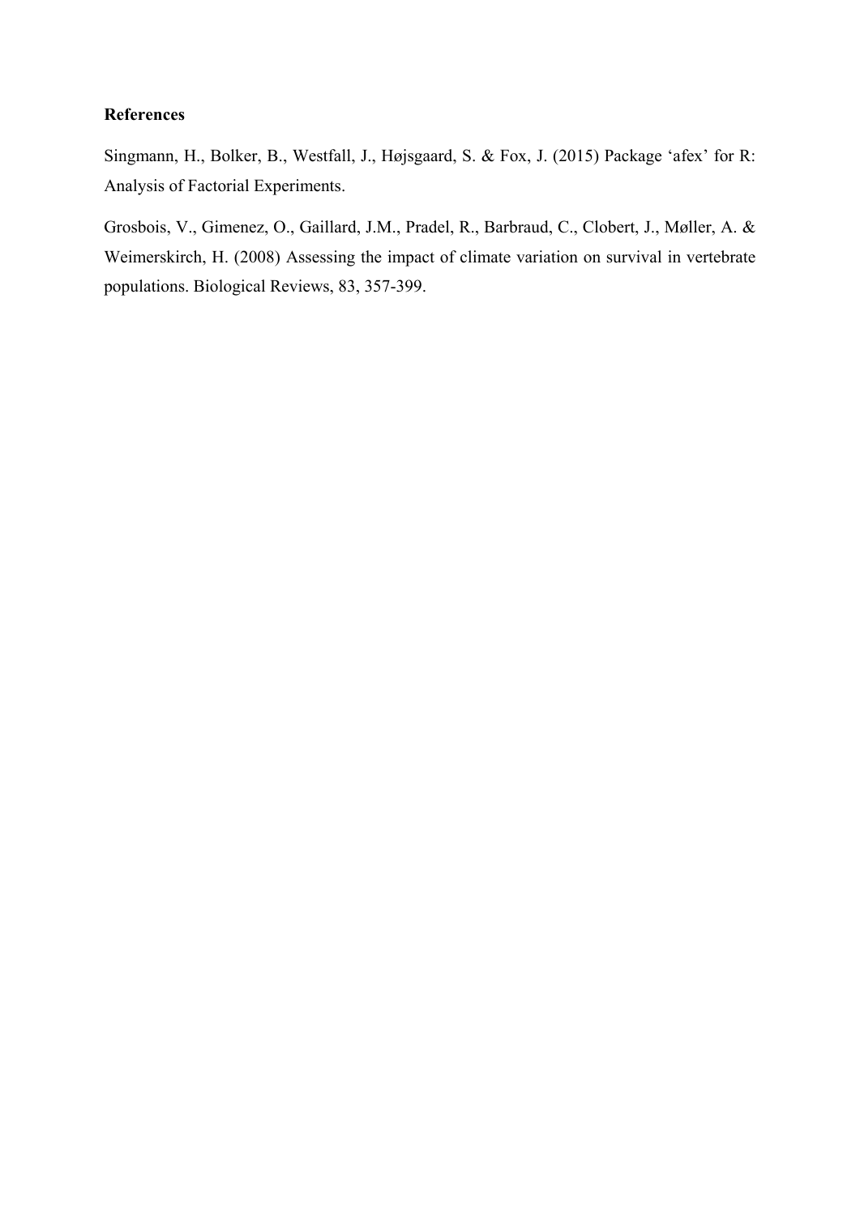**References**

Singmann, H., Bolker, B., Westfall, J., Højsgaard, S. & Fox, J. (2015) Package 'afex' for R: Analysis of Factorial Experiments.

Grosbois, V., Gimenez, O., Gaillard, J.M., Pradel, R., Barbraud, C., Clobert, J., Møller, A. & Weimerskirch, H. (2008) Assessing the impact of climate variation on survival in vertebrate populations. Biological Reviews, 83, 357-399.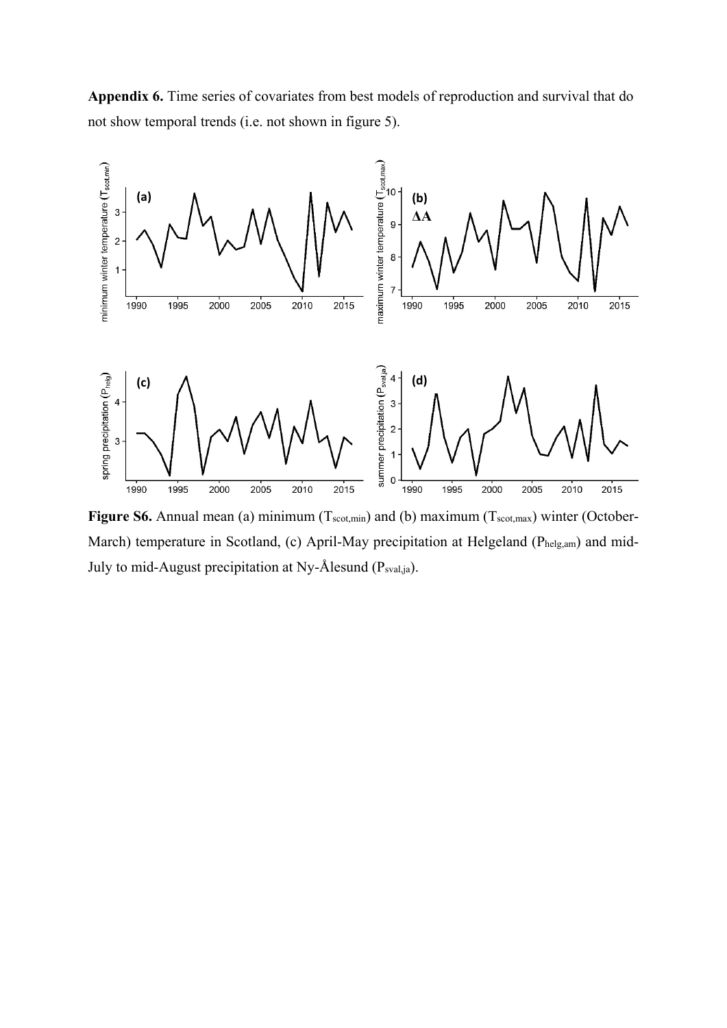**Appendix 6.** Time series of covariates from best models of reproduction and survival that do not show temporal trends (i.e. not shown in figure 5).

**Figure S6.** Annual mean (a) minimum ($T_{scot,min}$) and (b) maximum ($T_{scot,max}$) winter (October-March) temperature in Scotland, (c) April-May precipitation at Helgeland ($P_{helg,am}$) and mid-July to mid-August precipitation at Ny-Ålesund ($P_{sval,ja}$).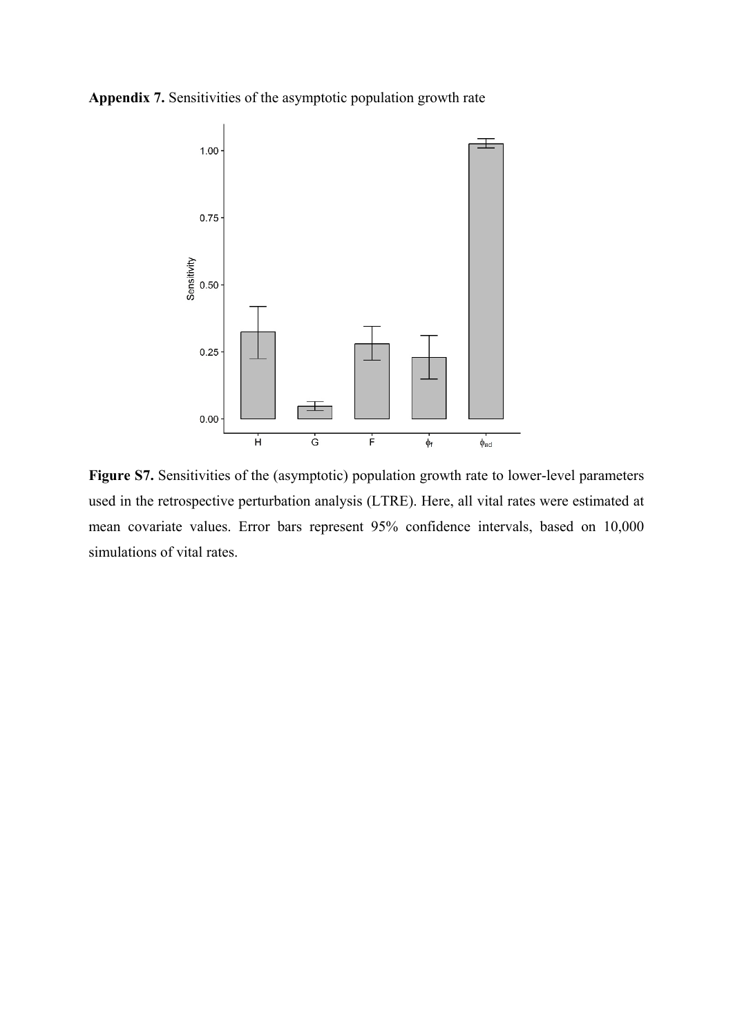**Appendix 7.** Sensitivities of the asymptotic population growth rate

Sensitivity

1.00

0.75

0.50

0.25

0.00

H

G

F

$\phi_f$

$\phi_{ad}$

**Figure S7.** Sensitivities of the (asymptotic) population growth rate to lower-level parameters used in the retrospective perturbation analysis (LTRE). Here, all vital rates were estimated at mean covariate values. Error bars represent 95% confidence intervals, based on 10,000 simulations of vital rates.